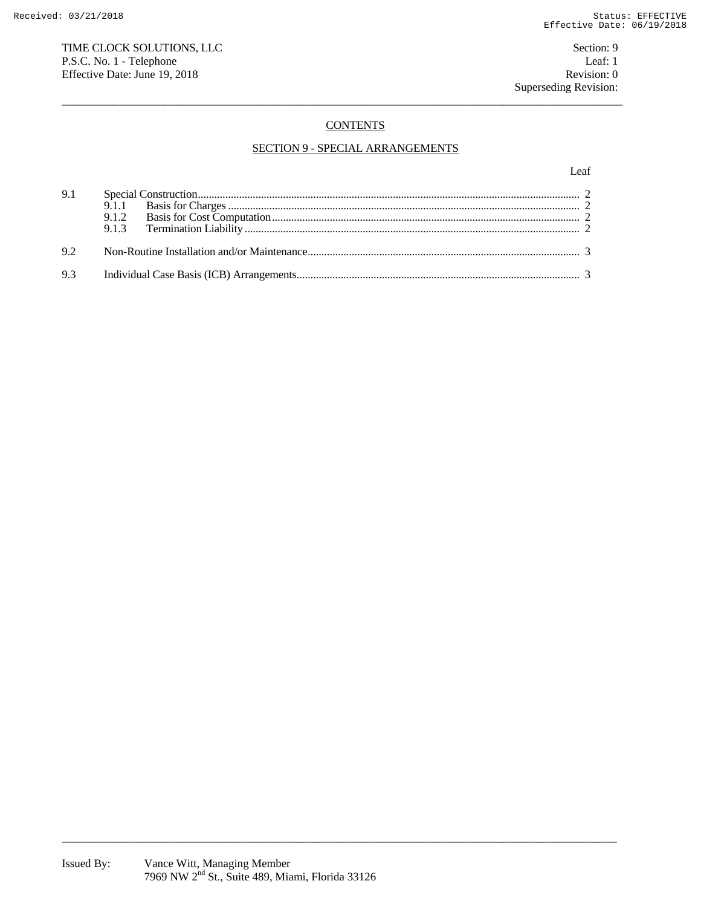TIME CLOCK SOLUTIONS, LLC
P.S.C. No. 1 - Telephone
Effective Date: June 19, 2018

Section: 9
Leaf: 1
Revision: 0
Superseding Revision:

## CONTENTS

## SECTION 9 - SPECIAL ARRANGEMENTS

| | | Leaf |
|---|---|---|
| 9.1 | Special Construction | 2 |
| | 9.1.1 Basis for Charges | 2 |
| | 9.1.2 Basis for Cost Computation | 2 |
| | 9.1.3 Termination Liability | 2 |
| 9.2 | Non-Routine Installation and/or Maintenance | 3 |
| 9.3 | Individual Case Basis (ICB) Arrangements | 3 |

Issued By: Vance Witt, Managing Member
7969 NW 2nd St., Suite 489, Miami, Florida 33126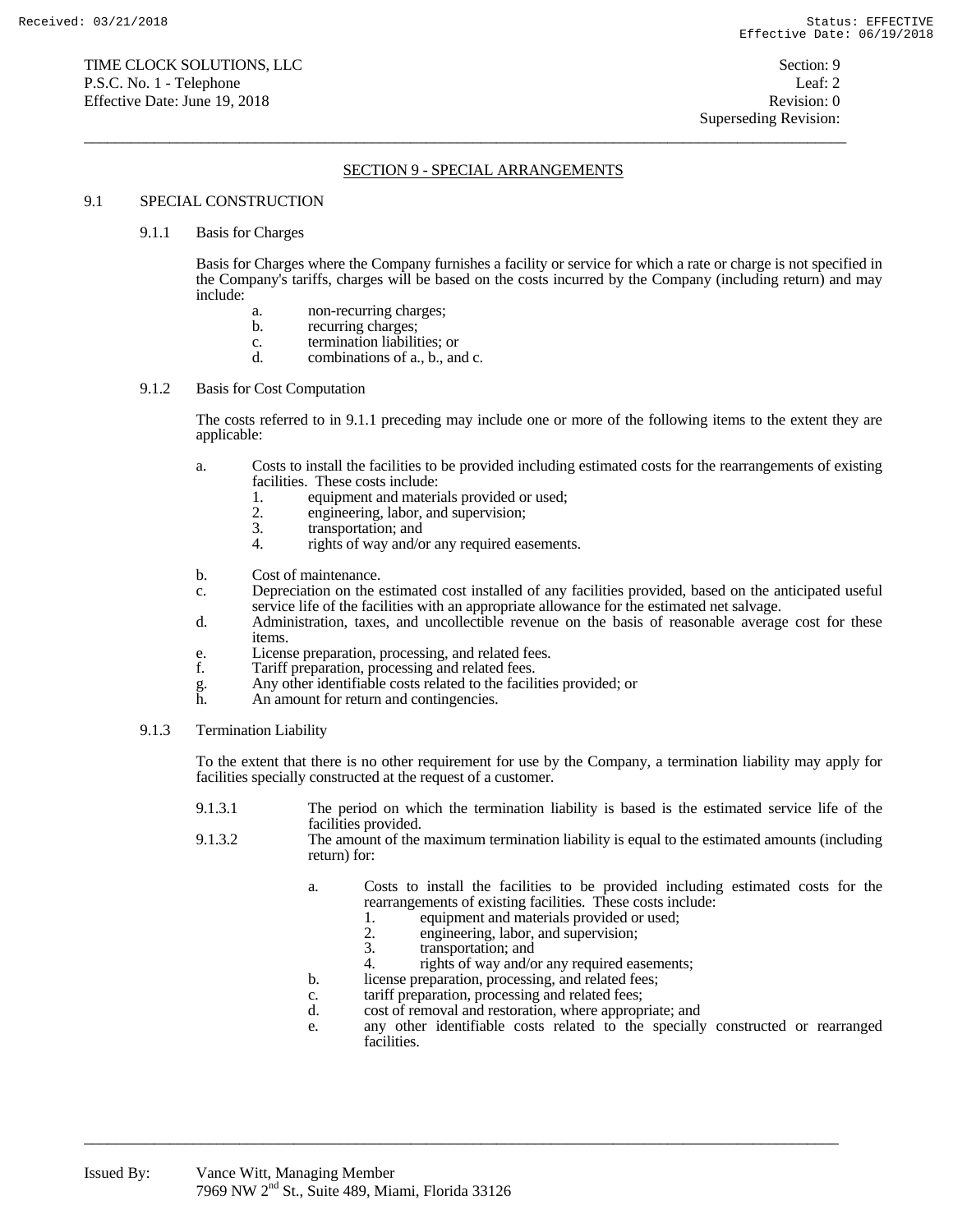TIME CLOCK SOLUTIONS, LLC
P.S.C. No. 1 - Telephone
Effective Date: June 19, 2018

Section: 9
Leaf: 2
Revision: 0
Superseding Revision:

## SECTION 9 - SPECIAL ARRANGEMENTS

### 9.1 SPECIAL CONSTRUCTION

#### 9.1.1 Basis for Charges

Basis for Charges where the Company furnishes a facility or service for which a rate or charge is not specified in the Company's tariffs, charges will be based on the costs incurred by the Company (including return) and may include:

a. non-recurring charges;
b. recurring charges;
c. termination liabilities; or
d. combinations of a., b., and c.

#### 9.1.2 Basis for Cost Computation

The costs referred to in 9.1.1 preceding may include one or more of the following items to the extent they are applicable:

a. Costs to install the facilities to be provided including estimated costs for the rearrangements of existing facilities. These costs include:
   1. equipment and materials provided or used;
   2. engineering, labor, and supervision;
   3. transportation; and
   4. rights of way and/or any required easements.

b. Cost of maintenance.
c. Depreciation on the estimated cost installed of any facilities provided, based on the anticipated useful service life of the facilities with an appropriate allowance for the estimated net salvage.
d. Administration, taxes, and uncollectible revenue on the basis of reasonable average cost for these items.
e. License preparation, processing, and related fees.
f. Tariff preparation, processing and related fees.
g. Any other identifiable costs related to the facilities provided; or
h. An amount for return and contingencies.

#### 9.1.3 Termination Liability

To the extent that there is no other requirement for use by the Company, a termination liability may apply for facilities specially constructed at the request of a customer.

9.1.3.1 The period on which the termination liability is based is the estimated service life of the facilities provided.

9.1.3.2 The amount of the maximum termination liability is equal to the estimated amounts (including return) for:

a. Costs to install the facilities to be provided including estimated costs for the rearrangements of existing facilities. These costs include:
   1. equipment and materials provided or used;
   2. engineering, labor, and supervision;
   3. transportation; and
   4. rights of way and/or any required easements;
b. license preparation, processing, and related fees;
c. tariff preparation, processing and related fees;
d. cost of removal and restoration, where appropriate; and
e. any other identifiable costs related to the specially constructed or rearranged facilities.

Issued By: Vance Witt, Managing Member
7969 NW 2nd St., Suite 489, Miami, Florida 33126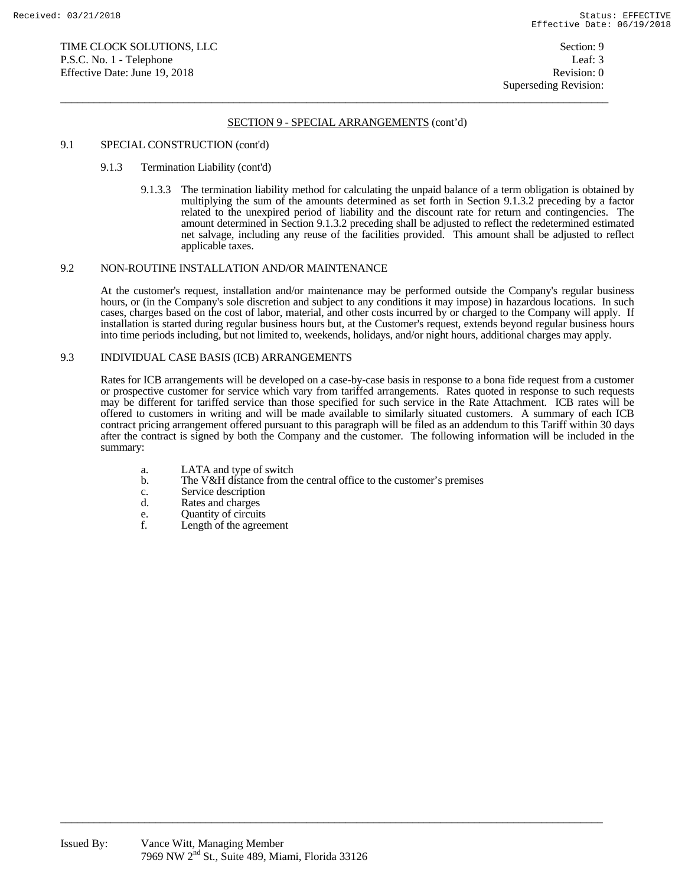## SECTION 9 - SPECIAL ARRANGEMENTS (cont'd)

### 9.1 SPECIAL CONSTRUCTION (cont'd)

#### 9.1.3 Termination Liability (cont'd)

9.1.3.3 The termination liability method for calculating the unpaid balance of a term obligation is obtained by multiplying the sum of the amounts determined as set forth in Section 9.1.3.2 preceding by a factor related to the unexpired period of liability and the discount rate for return and contingencies. The amount determined in Section 9.1.3.2 preceding shall be adjusted to reflect the redetermined estimated net salvage, including any reuse of the facilities provided. This amount shall be adjusted to reflect applicable taxes.

### 9.2 NON-ROUTINE INSTALLATION AND/OR MAINTENANCE

At the customer's request, installation and/or maintenance may be performed outside the Company's regular business hours, or (in the Company's sole discretion and subject to any conditions it may impose) in hazardous locations. In such cases, charges based on the cost of labor, material, and other costs incurred by or charged to the Company will apply. If installation is started during regular business hours but, at the Customer's request, extends beyond regular business hours into time periods including, but not limited to, weekends, holidays, and/or night hours, additional charges may apply.

### 9.3 INDIVIDUAL CASE BASIS (ICB) ARRANGEMENTS

Rates for ICB arrangements will be developed on a case-by-case basis in response to a bona fide request from a customer or prospective customer for service which vary from tariffed arrangements. Rates quoted in response to such requests may be different for tariffed service than those specified for such service in the Rate Attachment. ICB rates will be offered to customers in writing and will be made available to similarly situated customers. A summary of each ICB contract pricing arrangement offered pursuant to this paragraph will be filed as an addendum to this Tariff within 30 days after the contract is signed by both the Company and the customer. The following information will be included in the summary:

a. LATA and type of switch
b. The V&H distance from the central office to the customer's premises
c. Service description
d. Rates and charges
e. Quantity of circuits
f. Length of the agreement